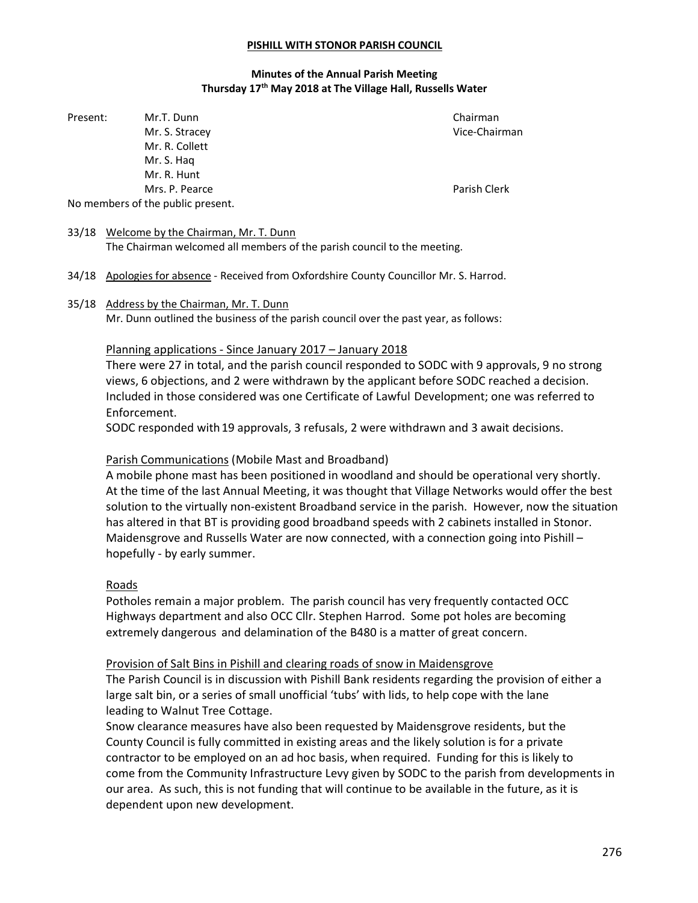**PISHILL WITH STONOR PARISH COUNCIL**

**Minutes of the Annual Parish Meeting**
**Thursday 17th May 2018 at The Village Hall, Russells Water**

| Present: | Mr.T. Dunn | Chairman |
| --- | --- | --- |
| | Mr. S. Stracey | Vice-Chairman |
| | Mr. R. Collett | |
| | Mr. S. Haq | |
| | Mr. R. Hunt | |
| | Mrs. P. Pearce | Parish Clerk |

No members of the public present.

33/18 Welcome by the Chairman, Mr. T. Dunn
The Chairman welcomed all members of the parish council to the meeting.

34/18 Apologies for absence - Received from Oxfordshire County Councillor Mr. S. Harrod.

35/18 Address by the Chairman, Mr. T. Dunn
Mr. Dunn outlined the business of the parish council over the past year, as follows:

Planning applications - Since January 2017 – January 2018

There were 27 in total, and the parish council responded to SODC with 9 approvals, 9 no strong views, 6 objections, and 2 were withdrawn by the applicant before SODC reached a decision. Included in those considered was one Certificate of Lawful Development; one was referred to Enforcement.

SODC responded with 19 approvals, 3 refusals, 2 were withdrawn and 3 await decisions.

Parish Communications (Mobile Mast and Broadband)

A mobile phone mast has been positioned in woodland and should be operational very shortly. At the time of the last Annual Meeting, it was thought that Village Networks would offer the best solution to the virtually non-existent Broadband service in the parish. However, now the situation has altered in that BT is providing good broadband speeds with 2 cabinets installed in Stonor. Maidensgrove and Russells Water are now connected, with a connection going into Pishill – hopefully - by early summer.

Roads

Potholes remain a major problem. The parish council has very frequently contacted OCC Highways department and also OCC Cllr. Stephen Harrod. Some pot holes are becoming extremely dangerous and delamination of the B480 is a matter of great concern.

Provision of Salt Bins in Pishill and clearing roads of snow in Maidensgrove

The Parish Council is in discussion with Pishill Bank residents regarding the provision of either a large salt bin, or a series of small unofficial 'tubs' with lids, to help cope with the lane leading to Walnut Tree Cottage.

Snow clearance measures have also been requested by Maidensgrove residents, but the County Council is fully committed in existing areas and the likely solution is for a private contractor to be employed on an ad hoc basis, when required. Funding for this is likely to come from the Community Infrastructure Levy given by SODC to the parish from developments in our area. As such, this is not funding that will continue to be available in the future, as it is dependent upon new development.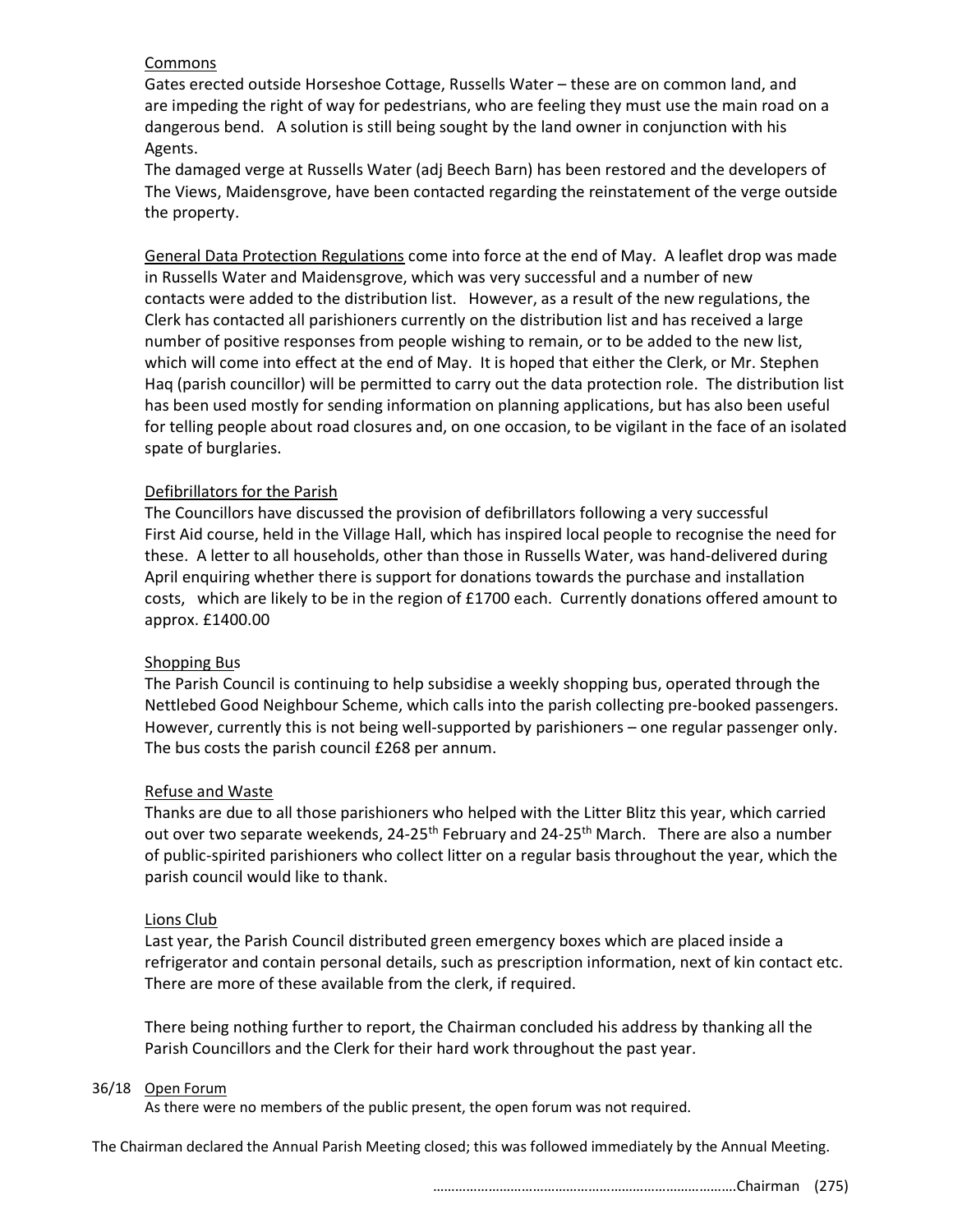Commons

Gates erected outside Horseshoe Cottage, Russells Water – these are on common land, and are impeding the right of way for pedestrians, who are feeling they must use the main road on a dangerous bend. A solution is still being sought by the land owner in conjunction with his Agents.

The damaged verge at Russells Water (adj Beech Barn) has been restored and the developers of The Views, Maidensgrove, have been contacted regarding the reinstatement of the verge outside the property.

General Data Protection Regulations come into force at the end of May. A leaflet drop was made in Russells Water and Maidensgrove, which was very successful and a number of new contacts were added to the distribution list. However, as a result of the new regulations, the Clerk has contacted all parishioners currently on the distribution list and has received a large number of positive responses from people wishing to remain, or to be added to the new list, which will come into effect at the end of May. It is hoped that either the Clerk, or Mr. Stephen Haq (parish councillor) will be permitted to carry out the data protection role. The distribution list has been used mostly for sending information on planning applications, but has also been useful for telling people about road closures and, on one occasion, to be vigilant in the face of an isolated spate of burglaries.

Defibrillators for the Parish

The Councillors have discussed the provision of defibrillators following a very successful First Aid course, held in the Village Hall, which has inspired local people to recognise the need for these. A letter to all households, other than those in Russells Water, was hand-delivered during April enquiring whether there is support for donations towards the purchase and installation costs, which are likely to be in the region of £1700 each. Currently donations offered amount to approx. £1400.00

Shopping Bus

The Parish Council is continuing to help subsidise a weekly shopping bus, operated through the Nettlebed Good Neighbour Scheme, which calls into the parish collecting pre-booked passengers. However, currently this is not being well-supported by parishioners – one regular passenger only. The bus costs the parish council £268 per annum.

Refuse and Waste

Thanks are due to all those parishioners who helped with the Litter Blitz this year, which carried out over two separate weekends, 24-25th February and 24-25th March. There are also a number of public-spirited parishioners who collect litter on a regular basis throughout the year, which the parish council would like to thank.

Lions Club

Last year, the Parish Council distributed green emergency boxes which are placed inside a refrigerator and contain personal details, such as prescription information, next of kin contact etc. There are more of these available from the clerk, if required.

There being nothing further to report, the Chairman concluded his address by thanking all the Parish Councillors and the Clerk for their hard work throughout the past year.

36/18 Open Forum

As there were no members of the public present, the open forum was not required.

The Chairman declared the Annual Parish Meeting closed; this was followed immediately by the Annual Meeting.

…………………………………………………………………….Chairman (275)